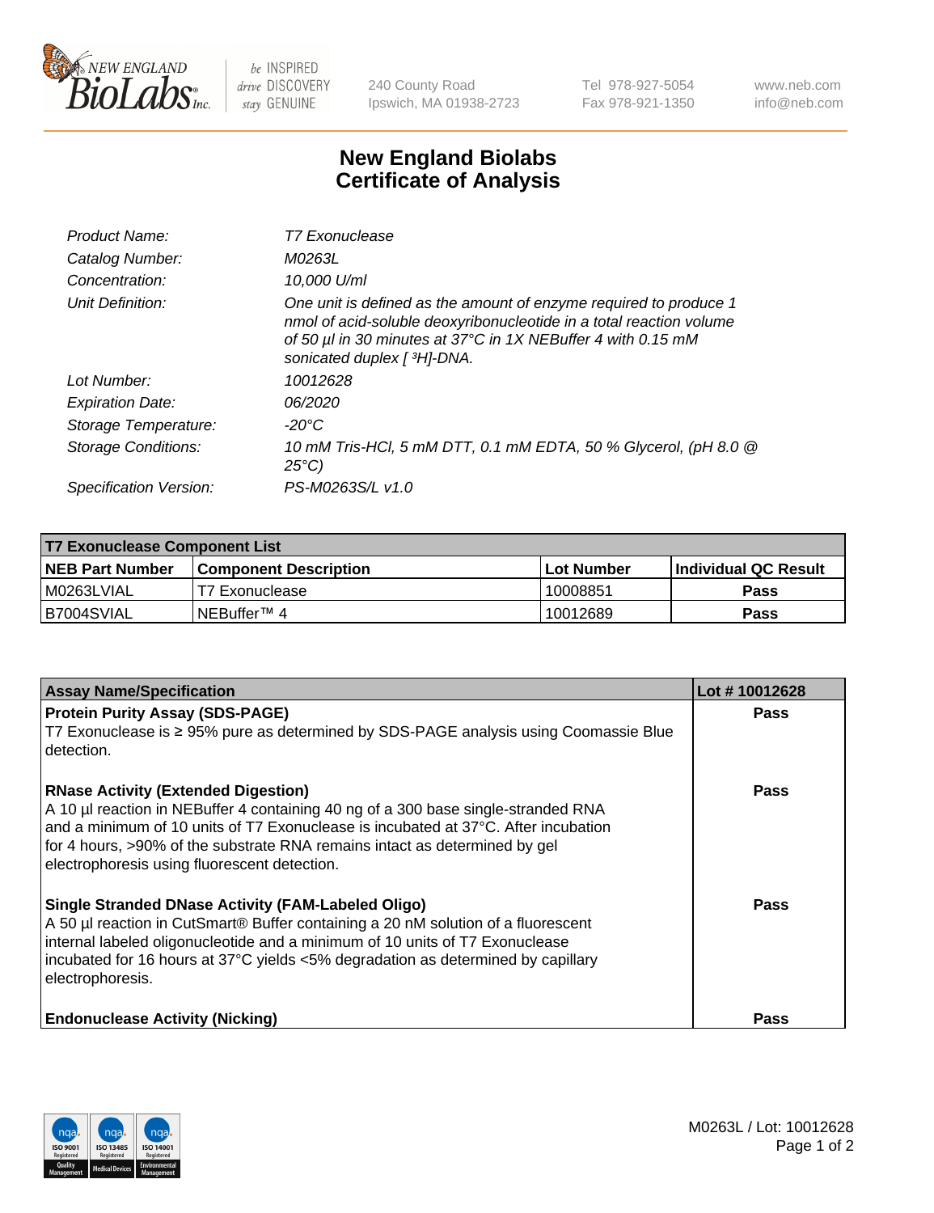New England BioLabs Inc. — be INSPIRED drive DISCOVERY stay GENUINE

240 County Road
Ipswich, MA 01938-2723

Tel 978-927-5054
Fax 978-921-1350

www.neb.com
info@neb.com

# New England Biolabs
# Certificate of Analysis

| | |
|---|---|
| *Product Name:* | *T7 Exonuclease* |
| *Catalog Number:* | *M0263L* |
| *Concentration:* | *10,000 U/ml* |
| *Unit Definition:* | *One unit is defined as the amount of enzyme required to produce 1 nmol of acid-soluble deoxyribonucleotide in a total reaction volume of 50 µl in 30 minutes at 37°C in 1X NEBuffer 4 with 0.15 mM sonicated duplex [ $^3$H]-DNA.* |
| *Lot Number:* | *10012628* |
| *Expiration Date:* | *06/2020* |
| *Storage Temperature:* | *-20°C* |
| *Storage Conditions:* | *10 mM Tris-HCl, 5 mM DTT, 0.1 mM EDTA, 50 % Glycerol, (pH 8.0 @ 25°C)* |
| *Specification Version:* | *PS-M0263S/L v1.0* |

| **T7 Exonuclease Component List** | | | |
|---|---|---|---|
| **NEB Part Number** | **Component Description** | **Lot Number** | **Individual QC Result** |
| M0263LVIAL | T7 Exonuclease | 10008851 | **Pass** |
| B7004SVIAL | NEBuffer™ 4 | 10012689 | **Pass** |

| **Assay Name/Specification** | **Lot # 10012628** |
|---|---|
| **Protein Purity Assay (SDS-PAGE)**<br>T7 Exonuclease is ≥ 95% pure as determined by SDS-PAGE analysis using Coomassie Blue detection. | **Pass** |
| **RNase Activity (Extended Digestion)**<br>A 10 µl reaction in NEBuffer 4 containing 40 ng of a 300 base single-stranded RNA and a minimum of 10 units of T7 Exonuclease is incubated at 37°C. After incubation for 4 hours, >90% of the substrate RNA remains intact as determined by gel electrophoresis using fluorescent detection. | **Pass** |
| **Single Stranded DNase Activity (FAM-Labeled Oligo)**<br>A 50 µl reaction in CutSmart® Buffer containing a 20 nM solution of a fluorescent internal labeled oligonucleotide and a minimum of 10 units of T7 Exonuclease incubated for 16 hours at 37°C yields <5% degradation as determined by capillary electrophoresis. | **Pass** |
| **Endonuclease Activity (Nicking)** | **Pass** |

M0263L / Lot: 10012628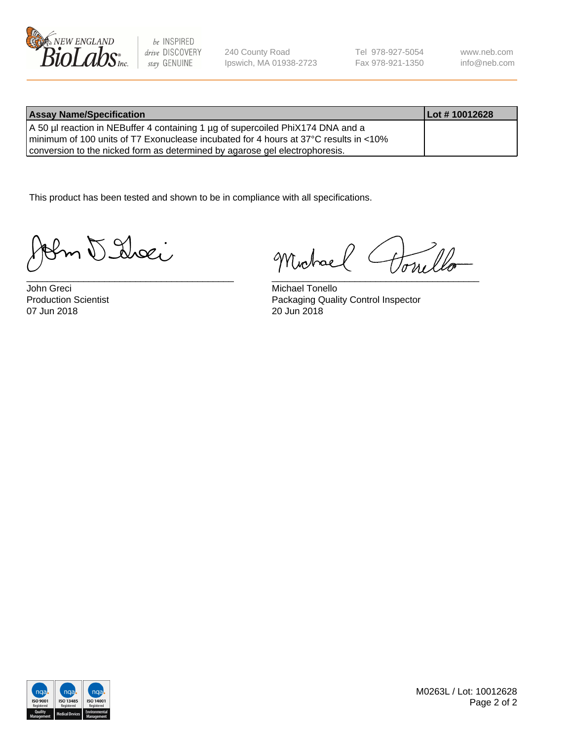| Assay Name/Specification | Lot # 10012628 |
| --- | --- |
| A 50 µl reaction in NEBuffer 4 containing 1 µg of supercoiled PhiX174 DNA and a minimum of 100 units of T7 Exonuclease incubated for 4 hours at 37°C results in <10% conversion to the nicked form as determined by agarose gel electrophoresis. | |

This product has been tested and shown to be in compliance with all specifications.

John Greci
Production Scientist
07 Jun 2018

Michael Tonello
Packaging Quality Control Inspector
20 Jun 2018

M0263L / Lot: 10012628